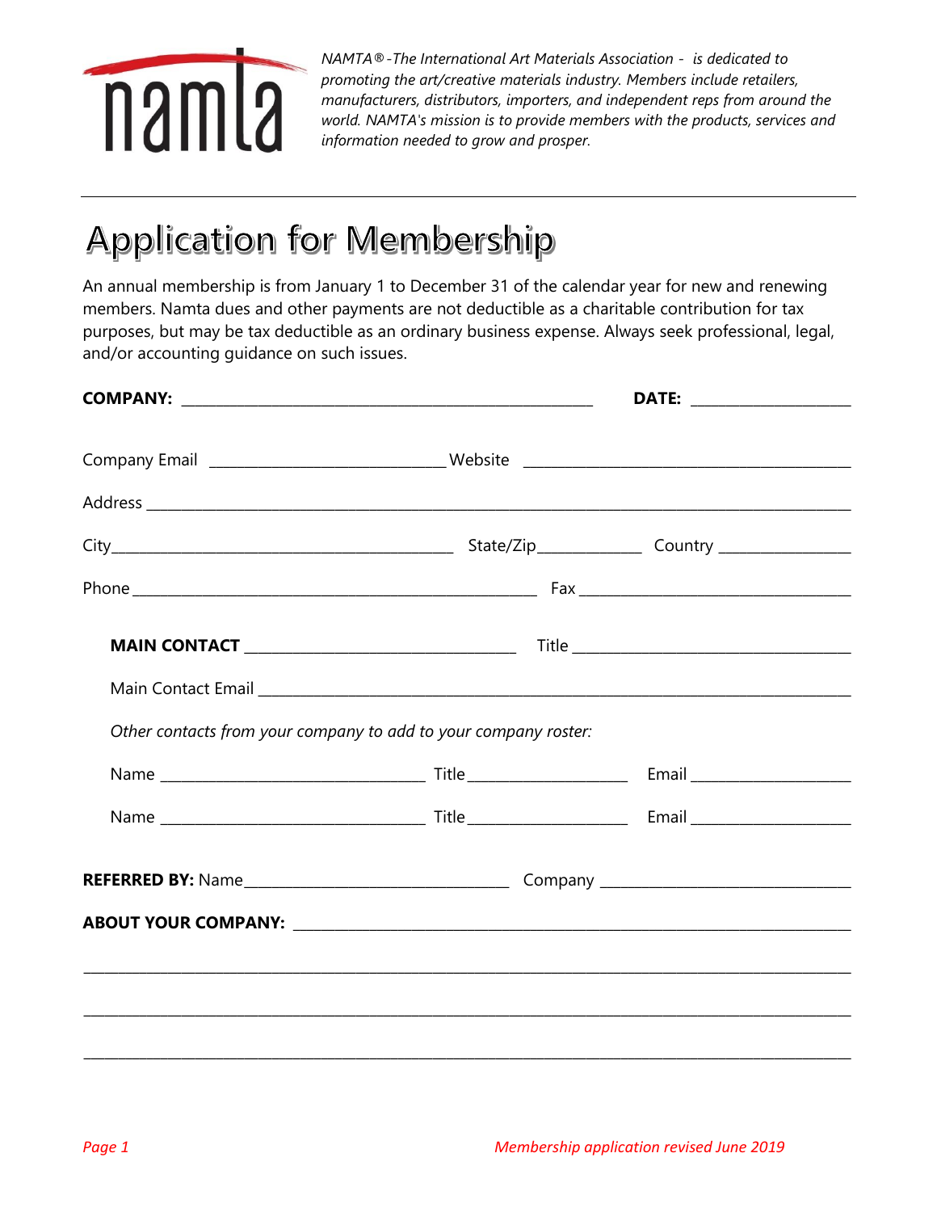*NAMTA®-The International Art Materials Association - is dedicated to promoting the art/creative materials industry. Members include retailers, manufacturers, distributors, importers, and independent reps from around the world. NAMTA's mission is to provide members with the products, services and information needed to grow and prosper.*

---

# Application for Membership

An annual membership is from January 1 to December 31 of the calendar year for new and renewing members. Namta dues and other payments are not deductible as a charitable contribution for tax purposes, but may be tax deductible as an ordinary business expense. Always seek professional, legal, and/or accounting guidance on such issues.

**COMPANY:** ______________________________________________ **DATE:** __________________

Company Email __________________________ Website ____________________________________

Address ___________________________________________________________________________

City________________________________________ State/Zip____________ Country _______________

Phone _____________________________________________ Fax ______________________________

**MAIN CONTACT** ______________________________ Title ________________________________

Main Contact Email ____________________________________________________________________

*Other contacts from your company to add to your company roster:*

Name _____________________________ Title __________________ Email __________________

Name _____________________________ Title __________________ Email __________________

**REFERRED BY:** Name_____________________________ Company ____________________________

**ABOUT YOUR COMPANY:** _______________________________________________________________

___________________________________________________________________________________

___________________________________________________________________________________

___________________________________________________________________________________

*Membership application revised June 2019*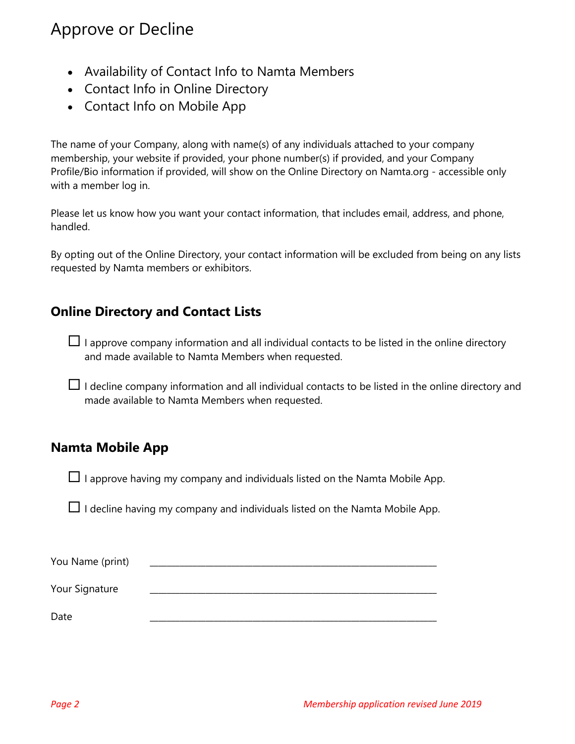# Approve or Decline

- Availability of Contact Info to Namta Members
- Contact Info in Online Directory
- Contact Info on Mobile App

The name of your Company, along with name(s) of any individuals attached to your company membership, your website if provided, your phone number(s) if provided, and your Company Profile/Bio information if provided, will show on the Online Directory on Namta.org - accessible only with a member log in.

Please let us know how you want your contact information, that includes email, address, and phone, handled.

By opting out of the Online Directory, your contact information will be excluded from being on any lists requested by Namta members or exhibitors.

## Online Directory and Contact Lists

☐ I approve company information and all individual contacts to be listed in the online directory and made available to Namta Members when requested.

☐ I decline company information and all individual contacts to be listed in the online directory and made available to Namta Members when requested.

## Namta Mobile App

☐ I approve having my company and individuals listed on the Namta Mobile App.

☐ I decline having my company and individuals listed on the Namta Mobile App.

You Name (print) ____________________________________________

Your Signature ____________________________________________

Date ____________________________________________

*Membership application revised June 2019*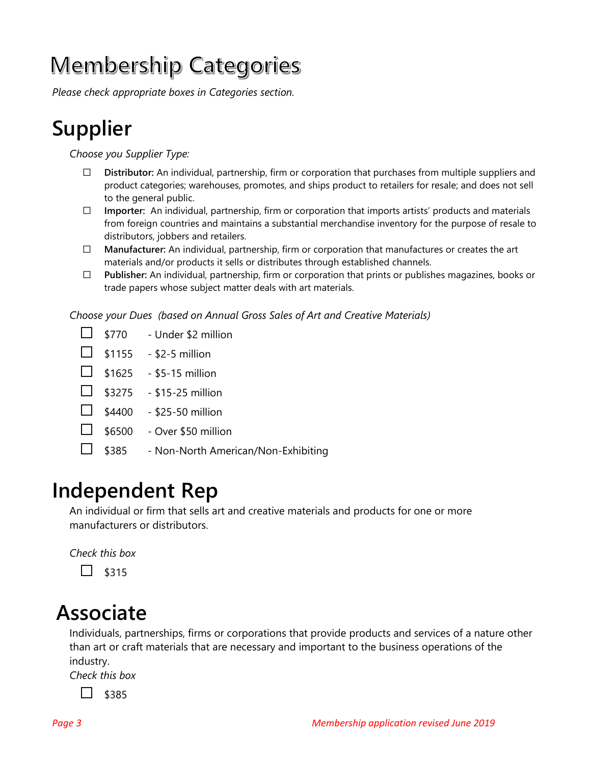# Membership Categories

*Please check appropriate boxes in Categories section.*

## Supplier

*Choose you Supplier Type:*

- ☐ **Distributor:** An individual, partnership, firm or corporation that purchases from multiple suppliers and product categories; warehouses, promotes, and ships product to retailers for resale; and does not sell to the general public.
- ☐ **Importer:** An individual, partnership, firm or corporation that imports artists' products and materials from foreign countries and maintains a substantial merchandise inventory for the purpose of resale to distributors, jobbers and retailers.
- ☐ **Manufacturer:** An individual, partnership, firm or corporation that manufactures or creates the art materials and/or products it sells or distributes through established channels.
- ☐ **Publisher:** An individual, partnership, firm or corporation that prints or publishes magazines, books or trade papers whose subject matter deals with art materials.

*Choose your Dues (based on Annual Gross Sales of Art and Creative Materials)*

- ☐ $770 - Under $2 million
- ☐ $1155 - $2-5 million
- ☐ $1625 - $5-15 million
- ☐ $3275 - $15-25 million
- ☐ $4400 - $25-50 million
- ☐ $6500 - Over $50 million
- ☐ $385 - Non-North American/Non-Exhibiting

## Independent Rep

An individual or firm that sells art and creative materials and products for one or more manufacturers or distributors.

*Check this box*

- ☐ $315

## Associate

Individuals, partnerships, firms or corporations that provide products and services of a nature other than art or craft materials that are necessary and important to the business operations of the industry.

*Check this box*

- ☐ $385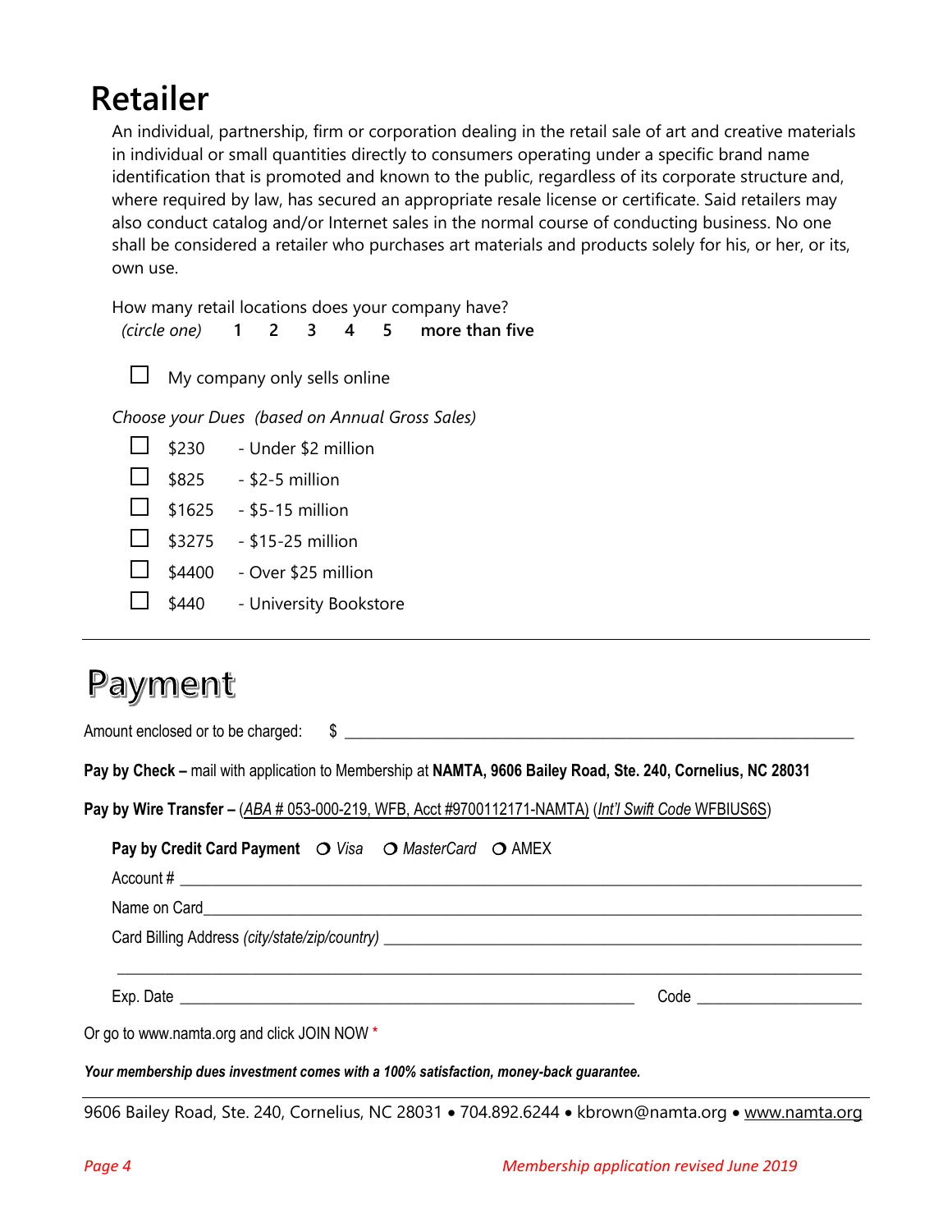# Retailer

An individual, partnership, firm or corporation dealing in the retail sale of art and creative materials in individual or small quantities directly to consumers operating under a specific brand name identification that is promoted and known to the public, regardless of its corporate structure and, where required by law, has secured an appropriate resale license or certificate. Said retailers may also conduct catalog and/or Internet sales in the normal course of conducting business. No one shall be considered a retailer who purchases art materials and products solely for his, or her, or its, own use.

How many retail locations does your company have?
*(circle one)* **1 2 3 4 5 more than five**

☐ My company only sells online

*Choose your Dues (based on Annual Gross Sales)*

☐ $230 - Under $2 million
☐ $825 - $2-5 million
☐ $1625 - $5-15 million
☐ $3275 - $15-25 million
☐ $4400 - Over $25 million
☐ $440 - University Bookstore

---

# Payment

Amount enclosed or to be charged: $ ____________________

**Pay by Check –** mail with application to Membership at **NAMTA, 9606 Bailey Road, Ste. 240, Cornelius, NC 28031**

**Pay by Wire Transfer –** (*ABA* # 053-000-219, WFB, Acct #9700112171-NAMTA) (*Int'l Swift Code* WFBIUS6S)

**Pay by Credit Card Payment** ○ *Visa* ○ *MasterCard* ○ AMEX

Account # ____________________

Name on Card ____________________

Card Billing Address *(city/state/zip/country)* ____________________

____________________

Exp. Date ____________________ Code ____________________

Or go to www.namta.org and click JOIN NOW *

***Your membership dues investment comes with a 100% satisfaction, money-back guarantee.***

9606 Bailey Road, Ste. 240, Cornelius, NC 28031 • 704.892.6244 • kbrown@namta.org • www.namta.org

*Membership application revised June 2019*